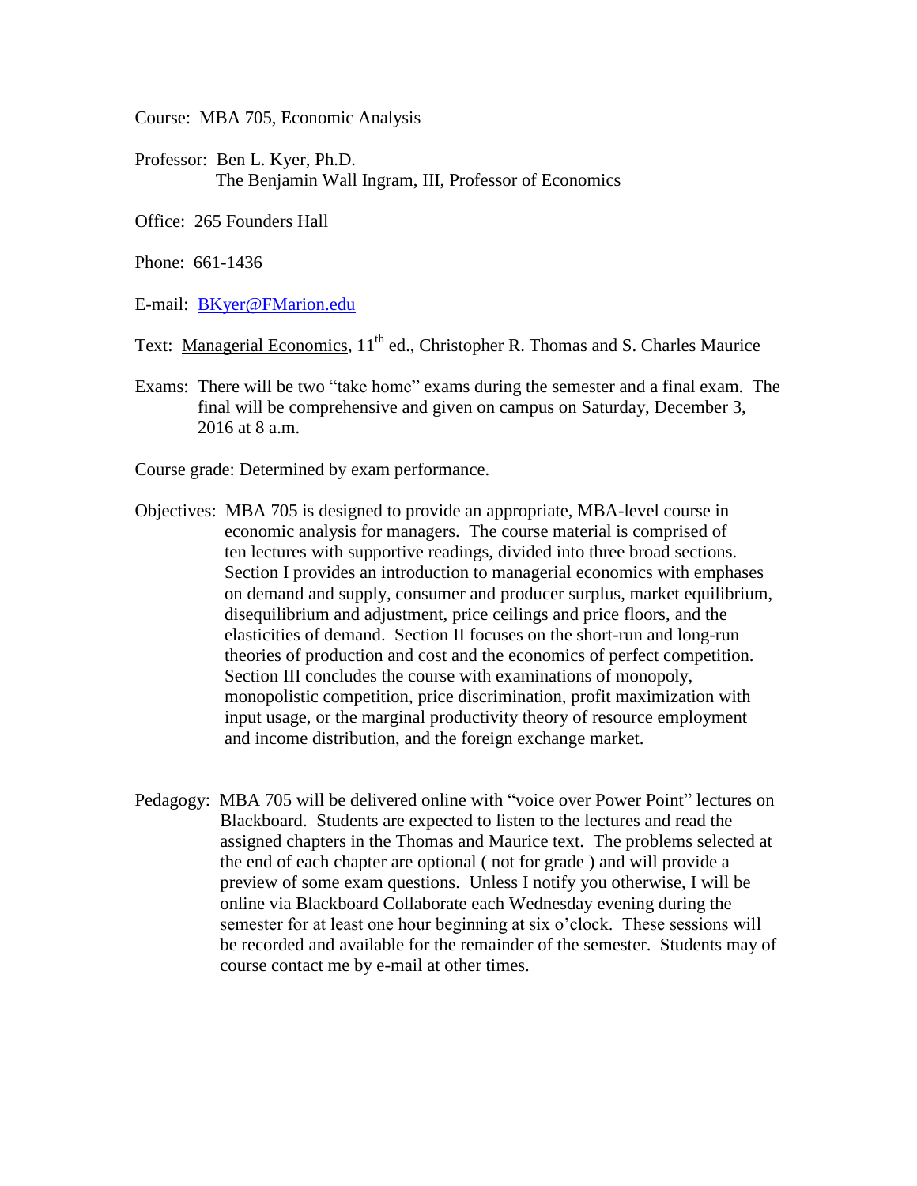Course: MBA 705, Economic Analysis

Professor: Ben L. Kyer, Ph.D.
The Benjamin Wall Ingram, III, Professor of Economics

Office: 265 Founders Hall

Phone: 661-1436

E-mail: BKyer@FMarion.edu

Text: Managerial Economics, 11th ed., Christopher R. Thomas and S. Charles Maurice

Exams: There will be two "take home" exams during the semester and a final exam. The final will be comprehensive and given on campus on Saturday, December 3, 2016 at 8 a.m.

Course grade: Determined by exam performance.

Objectives: MBA 705 is designed to provide an appropriate, MBA-level course in economic analysis for managers. The course material is comprised of ten lectures with supportive readings, divided into three broad sections. Section I provides an introduction to managerial economics with emphases on demand and supply, consumer and producer surplus, market equilibrium, disequilibrium and adjustment, price ceilings and price floors, and the elasticities of demand. Section II focuses on the short-run and long-run theories of production and cost and the economics of perfect competition. Section III concludes the course with examinations of monopoly, monopolistic competition, price discrimination, profit maximization with input usage, or the marginal productivity theory of resource employment and income distribution, and the foreign exchange market.

Pedagogy: MBA 705 will be delivered online with "voice over Power Point" lectures on Blackboard. Students are expected to listen to the lectures and read the assigned chapters in the Thomas and Maurice text. The problems selected at the end of each chapter are optional ( not for grade ) and will provide a preview of some exam questions. Unless I notify you otherwise, I will be online via Blackboard Collaborate each Wednesday evening during the semester for at least one hour beginning at six o'clock. These sessions will be recorded and available for the remainder of the semester. Students may of course contact me by e-mail at other times.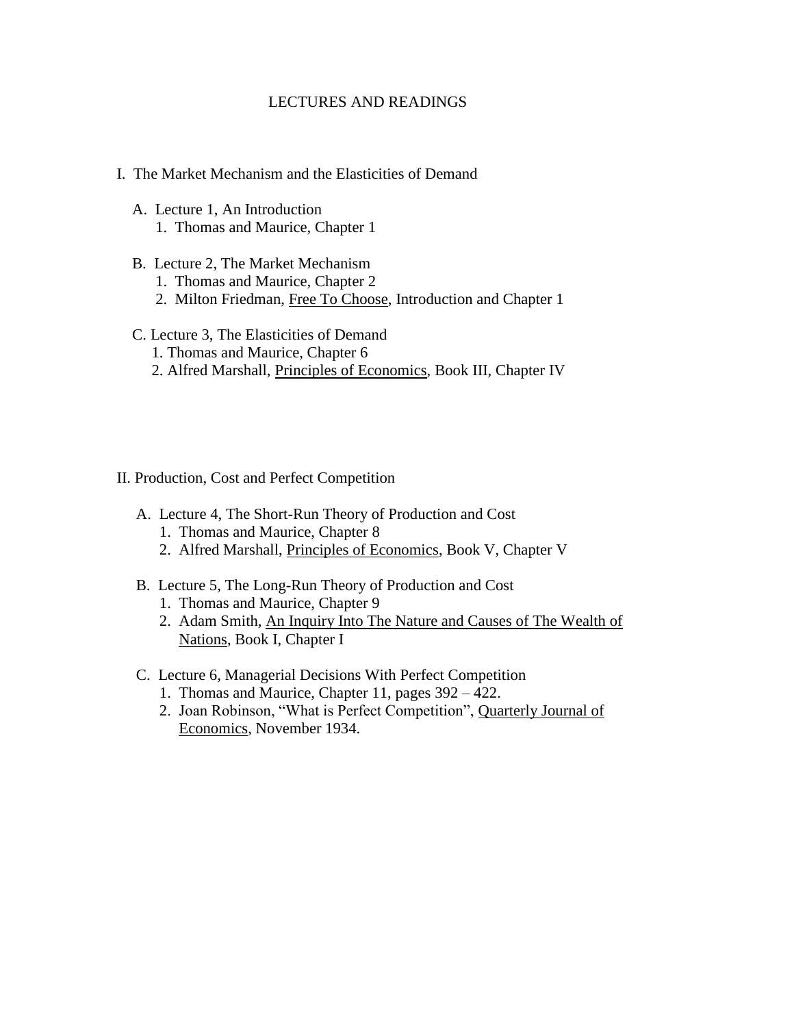# LECTURES AND READINGS

## I. The Market Mechanism and the Elasticities of Demand

A. Lecture 1, An Introduction
   1. Thomas and Maurice, Chapter 1

B. Lecture 2, The Market Mechanism
   1. Thomas and Maurice, Chapter 2
   2. Milton Friedman, Free To Choose, Introduction and Chapter 1

C. Lecture 3, The Elasticities of Demand
   1. Thomas and Maurice, Chapter 6
   2. Alfred Marshall, Principles of Economics, Book III, Chapter IV

## II. Production, Cost and Perfect Competition

A. Lecture 4, The Short-Run Theory of Production and Cost
   1. Thomas and Maurice, Chapter 8
   2. Alfred Marshall, Principles of Economics, Book V, Chapter V

B. Lecture 5, The Long-Run Theory of Production and Cost
   1. Thomas and Maurice, Chapter 9
   2. Adam Smith, An Inquiry Into The Nature and Causes of The Wealth of Nations, Book I, Chapter I

C. Lecture 6, Managerial Decisions With Perfect Competition
   1. Thomas and Maurice, Chapter 11, pages 392 – 422.
   2. Joan Robinson, "What is Perfect Competition", Quarterly Journal of Economics, November 1934.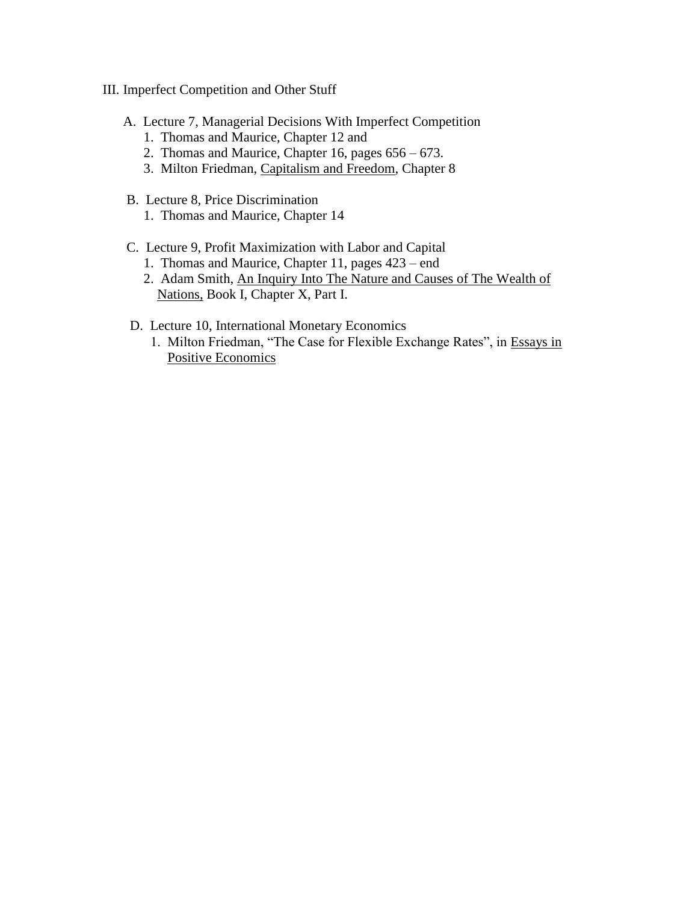III. Imperfect Competition and Other Stuff

A. Lecture 7, Managerial Decisions With Imperfect Competition
   1. Thomas and Maurice, Chapter 12 and
   2. Thomas and Maurice, Chapter 16, pages 656 – 673.
   3. Milton Friedman, <u>Capitalism and Freedom</u>, Chapter 8

B. Lecture 8, Price Discrimination
   1. Thomas and Maurice, Chapter 14

C. Lecture 9, Profit Maximization with Labor and Capital
   1. Thomas and Maurice, Chapter 11, pages 423 – end
   2. Adam Smith, <u>An Inquiry Into The Nature and Causes of The Wealth of Nations,</u> Book I, Chapter X, Part I.

D. Lecture 10, International Monetary Economics
   1. Milton Friedman, "The Case for Flexible Exchange Rates", in <u>Essays in Positive Economics</u>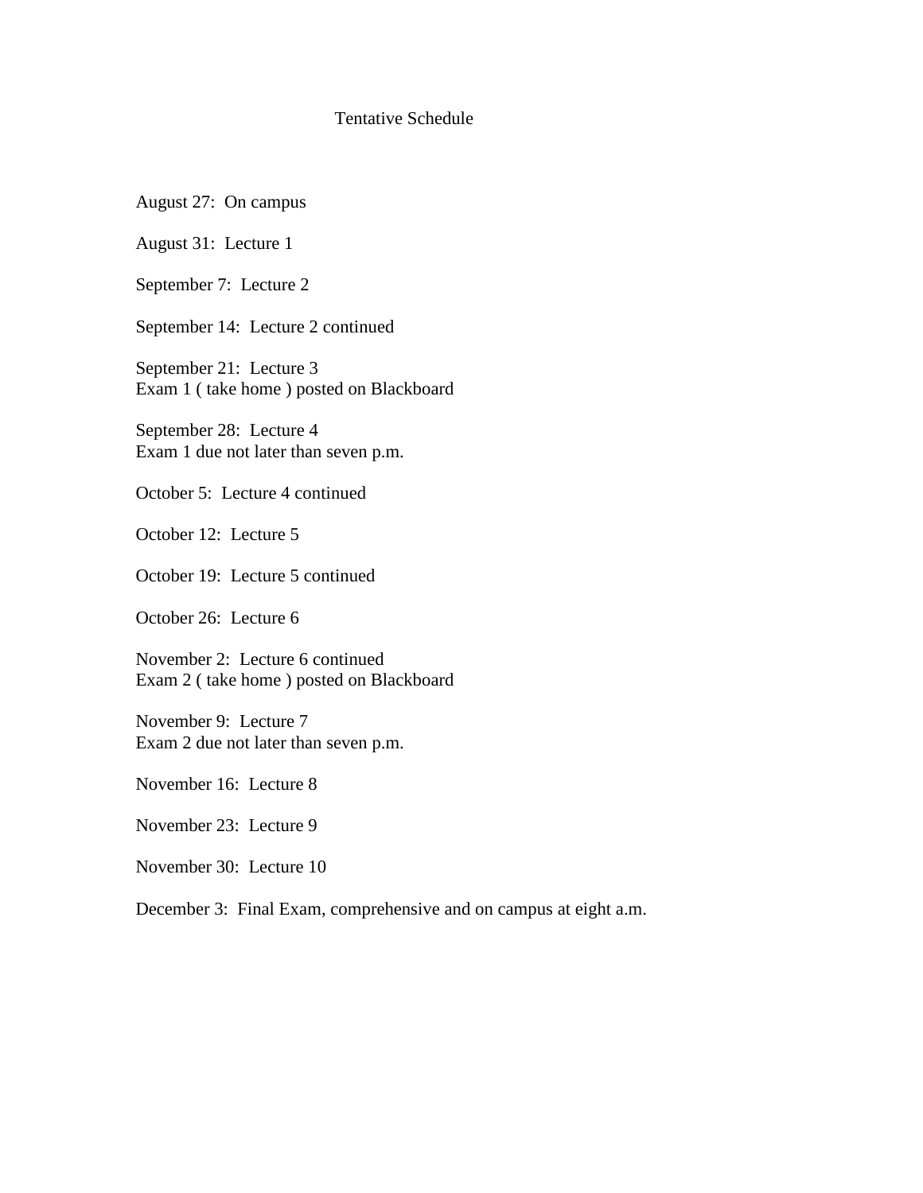# Tentative Schedule

August 27:  On campus

August 31:  Lecture 1

September 7:  Lecture 2

September 14:  Lecture 2 continued

September 21:  Lecture 3  
Exam 1 ( take home ) posted on Blackboard

September 28:  Lecture 4  
Exam 1 due not later than seven p.m.

October 5:  Lecture 4 continued

October 12:  Lecture 5

October 19:  Lecture 5 continued

October 26:  Lecture 6

November 2:  Lecture 6 continued  
Exam 2 ( take home ) posted on Blackboard

November 9:  Lecture 7  
Exam 2 due not later than seven p.m.

November 16:  Lecture 8

November 23:  Lecture 9

November 30:  Lecture 10

December 3:  Final Exam, comprehensive and on campus at eight a.m.